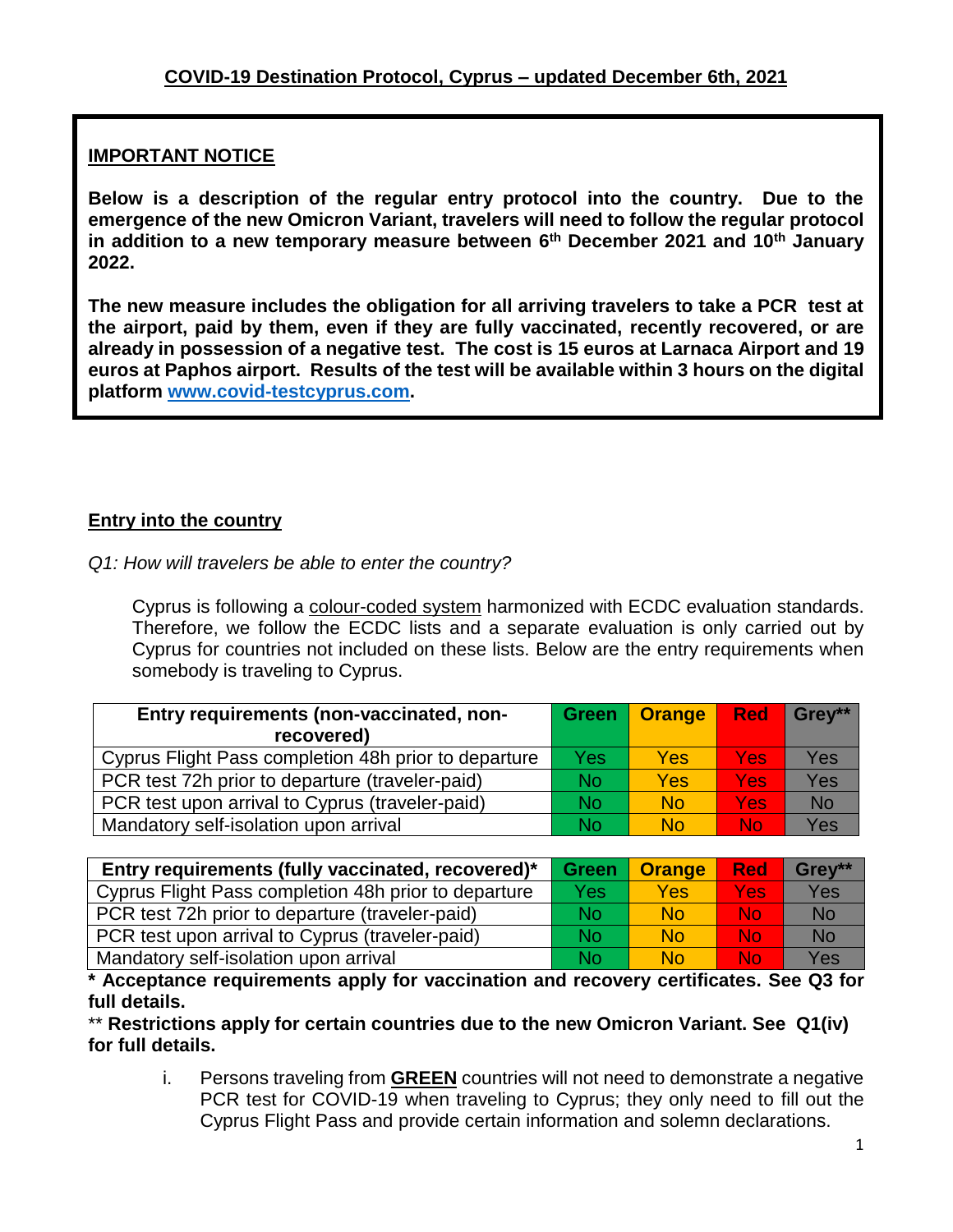# COVID-19 Destination Protocol, Cyprus – updated December 6th, 2021

**IMPORTANT NOTICE**

**Below is a description of the regular entry protocol into the country. Due to the emergence of the new Omicron Variant, travelers will need to follow the regular protocol in addition to a new temporary measure between 6th December 2021 and 10th January 2022.**

**The new measure includes the obligation for all arriving travelers to take a PCR test at the airport, paid by them, even if they are fully vaccinated, recently recovered, or are already in possession of a negative test. The cost is 15 euros at Larnaca Airport and 19 euros at Paphos airport. Results of the test will be available within 3 hours on the digital platform [www.covid-testcyprus.com](www.covid-testcyprus.com).**

## Entry into the country

*Q1: How will travelers be able to enter the country?*

Cyprus is following a colour-coded system harmonized with ECDC evaluation standards. Therefore, we follow the ECDC lists and a separate evaluation is only carried out by Cyprus for countries not included on these lists. Below are the entry requirements when somebody is traveling to Cyprus.

| Entry requirements (non-vaccinated, non-recovered) | Green | Orange | Red | Grey** |
|---|---|---|---|---|
| Cyprus Flight Pass completion 48h prior to departure | Yes | Yes | Yes | Yes |
| PCR test 72h prior to departure (traveler-paid) | No | Yes | Yes | Yes |
| PCR test upon arrival to Cyprus (traveler-paid) | No | No | Yes | No |
| Mandatory self-isolation upon arrival | No | No | No | Yes |

| Entry requirements (fully vaccinated, recovered)* | Green | Orange | Red | Grey** |
|---|---|---|---|---|
| Cyprus Flight Pass completion 48h prior to departure | Yes | Yes | Yes | Yes |
| PCR test 72h prior to departure (traveler-paid) | No | No | No | No |
| PCR test upon arrival to Cyprus (traveler-paid) | No | No | No | No |
| Mandatory self-isolation upon arrival | No | No | No | Yes |

**\* Acceptance requirements apply for vaccination and recovery certificates. See Q3 for full details.**

** **Restrictions apply for certain countries due to the new Omicron Variant. See Q1(iv) for full details.**

i. Persons traveling from **GREEN** countries will not need to demonstrate a negative PCR test for COVID-19 when traveling to Cyprus; they only need to fill out the Cyprus Flight Pass and provide certain information and solemn declarations.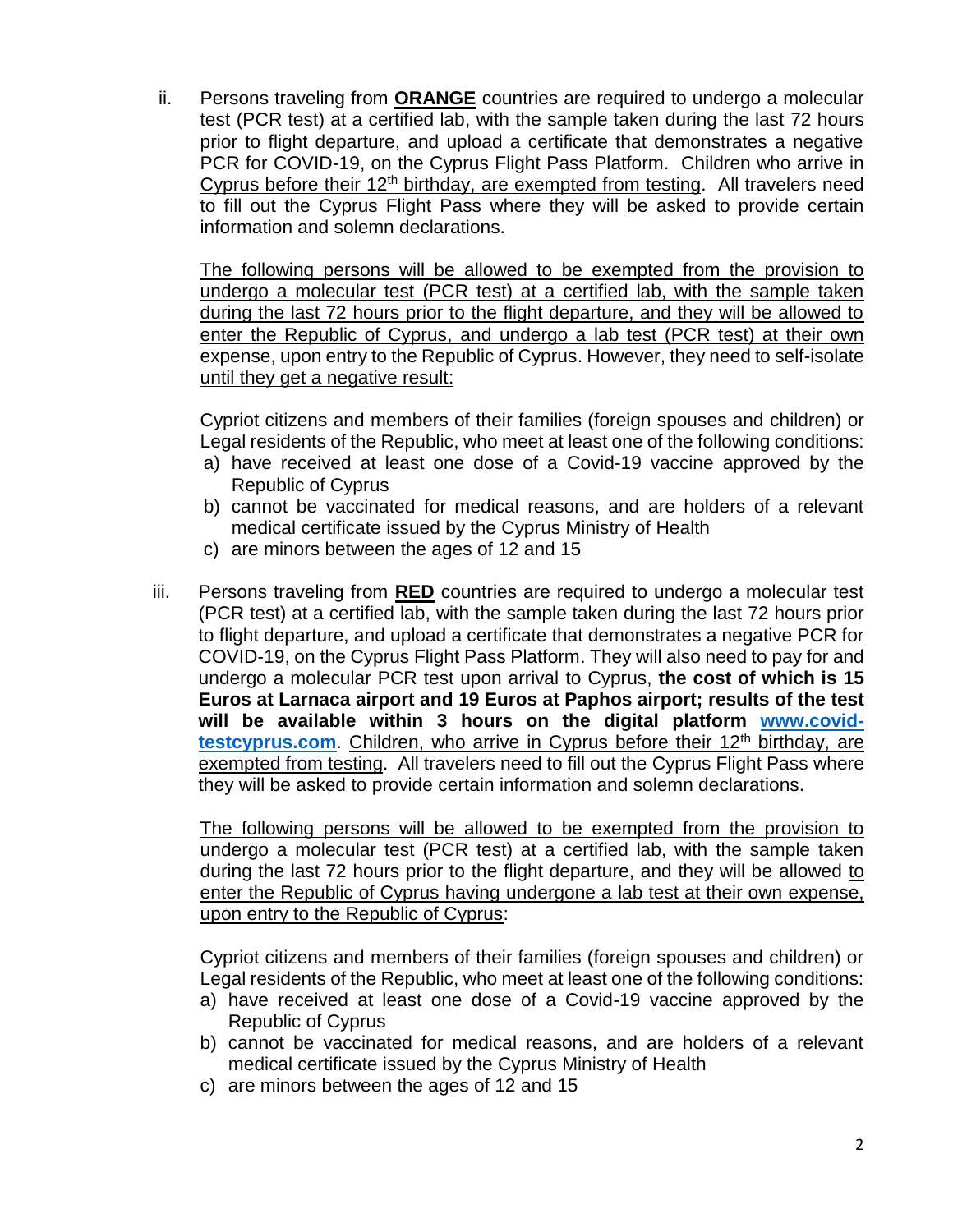ii. Persons traveling from **ORANGE** countries are required to undergo a molecular test (PCR test) at a certified lab, with the sample taken during the last 72 hours prior to flight departure, and upload a certificate that demonstrates a negative PCR for COVID-19, on the Cyprus Flight Pass Platform. Children who arrive in Cyprus before their 12th birthday, are exempted from testing. All travelers need to fill out the Cyprus Flight Pass where they will be asked to provide certain information and solemn declarations.

The following persons will be allowed to be exempted from the provision to undergo a molecular test (PCR test) at a certified lab, with the sample taken during the last 72 hours prior to the flight departure, and they will be allowed to enter the Republic of Cyprus, and undergo a lab test (PCR test) at their own expense, upon entry to the Republic of Cyprus. However, they need to self-isolate until they get a negative result:

Cypriot citizens and members of their families (foreign spouses and children) or Legal residents of the Republic, who meet at least one of the following conditions:

a) have received at least one dose of a Covid-19 vaccine approved by the Republic of Cyprus
b) cannot be vaccinated for medical reasons, and are holders of a relevant medical certificate issued by the Cyprus Ministry of Health
c) are minors between the ages of 12 and 15

iii. Persons traveling from **RED** countries are required to undergo a molecular test (PCR test) at a certified lab, with the sample taken during the last 72 hours prior to flight departure, and upload a certificate that demonstrates a negative PCR for COVID-19, on the Cyprus Flight Pass Platform. They will also need to pay for and undergo a molecular PCR test upon arrival to Cyprus, **the cost of which is 15 Euros at Larnaca airport and 19 Euros at Paphos airport; results of the test will be available within 3 hours on the digital platform [www.covid-testcyprus.com](www.covid-testcyprus.com)**. Children, who arrive in Cyprus before their 12th birthday, are exempted from testing. All travelers need to fill out the Cyprus Flight Pass where they will be asked to provide certain information and solemn declarations.

The following persons will be allowed to be exempted from the provision to undergo a molecular test (PCR test) at a certified lab, with the sample taken during the last 72 hours prior to the flight departure, and they will be allowed to enter the Republic of Cyprus having undergone a lab test at their own expense, upon entry to the Republic of Cyprus:

Cypriot citizens and members of their families (foreign spouses and children) or Legal residents of the Republic, who meet at least one of the following conditions:

a) have received at least one dose of a Covid-19 vaccine approved by the Republic of Cyprus
b) cannot be vaccinated for medical reasons, and are holders of a relevant medical certificate issued by the Cyprus Ministry of Health
c) are minors between the ages of 12 and 15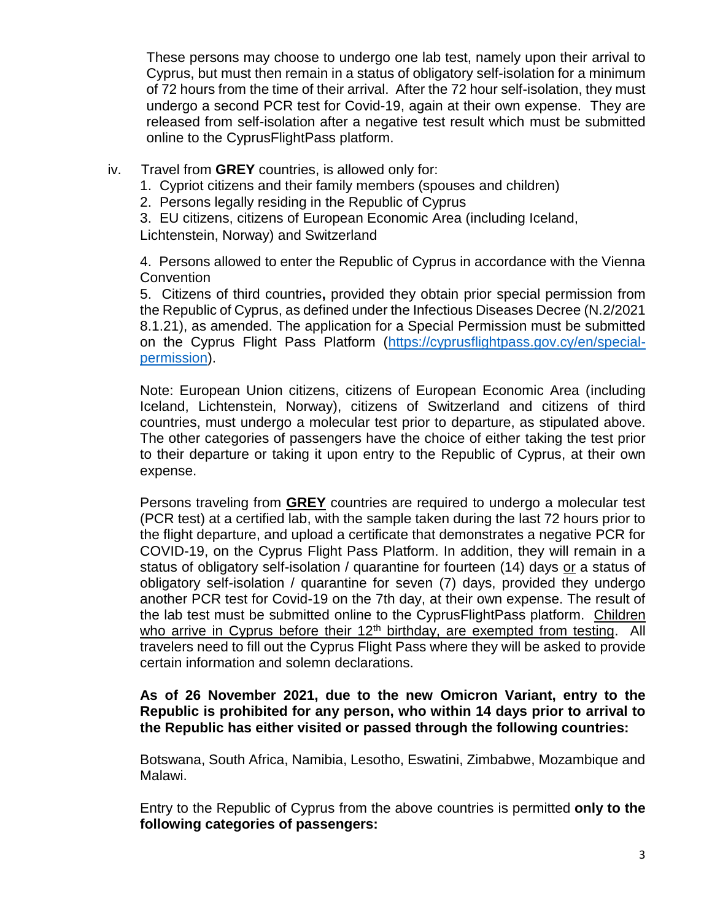These persons may choose to undergo one lab test, namely upon their arrival to Cyprus, but must then remain in a status of obligatory self-isolation for a minimum of 72 hours from the time of their arrival. After the 72 hour self-isolation, they must undergo a second PCR test for Covid-19, again at their own expense. They are released from self-isolation after a negative test result which must be submitted online to the CyprusFlightPass platform.

iv. Travel from **GREY** countries, is allowed only for:

1. Cypriot citizens and their family members (spouses and children)
2. Persons legally residing in the Republic of Cyprus
3. EU citizens, citizens of European Economic Area (including Iceland, Lichtenstein, Norway) and Switzerland
4. Persons allowed to enter the Republic of Cyprus in accordance with the Vienna Convention
5. Citizens of third countries**,** provided they obtain prior special permission from the Republic of Cyprus, as defined under the Infectious Diseases Decree (N.2/2021 8.1.21), as amended. The application for a Special Permission must be submitted on the Cyprus Flight Pass Platform ([https://cyprusflightpass.gov.cy/en/special-permission](https://cyprusflightpass.gov.cy/en/special-permission)).

Note: European Union citizens, citizens of European Economic Area (including Iceland, Lichtenstein, Norway), citizens of Switzerland and citizens of third countries, must undergo a molecular test prior to departure, as stipulated above. The other categories of passengers have the choice of either taking the test prior to their departure or taking it upon entry to the Republic of Cyprus, at their own expense.

Persons traveling from <u>**GREY**</u> countries are required to undergo a molecular test (PCR test) at a certified lab, with the sample taken during the last 72 hours prior to the flight departure, and upload a certificate that demonstrates a negative PCR for COVID-19, on the Cyprus Flight Pass Platform. In addition, they will remain in a status of obligatory self-isolation / quarantine for fourteen (14) days <u>or</u> a status of obligatory self-isolation / quarantine for seven (7) days, provided they undergo another PCR test for Covid-19 on the 7th day, at their own expense. The result of the lab test must be submitted online to the CyprusFlightPass platform. <u>Children who arrive in Cyprus before their 12th birthday, are exempted from testing</u>. All travelers need to fill out the Cyprus Flight Pass where they will be asked to provide certain information and solemn declarations.

**As of 26 November 2021, due to the new Omicron Variant, entry to the Republic is prohibited for any person, who within 14 days prior to arrival to the Republic has either visited or passed through the following countries:**

Botswana, South Africa, Namibia, Lesotho, Eswatini, Zimbabwe, Mozambique and Malawi.

Entry to the Republic of Cyprus from the above countries is permitted **only to the following categories of passengers:**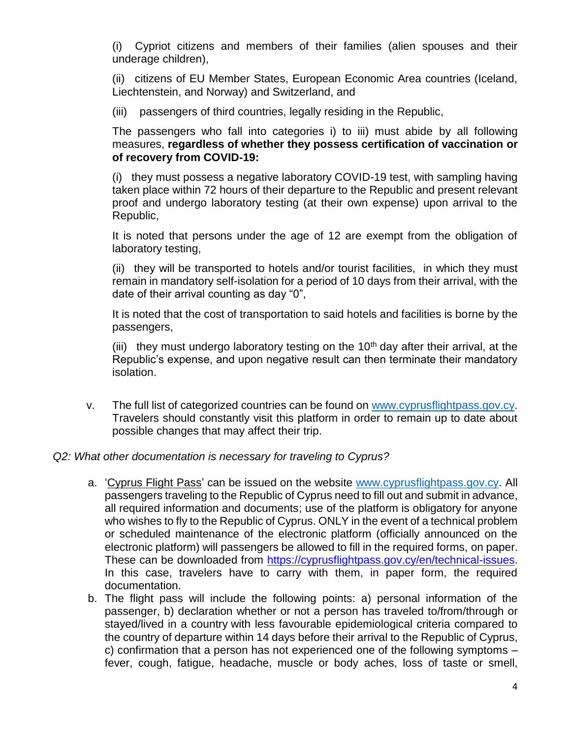(i) Cypriot citizens and members of their families (alien spouses and their underage children),

(ii) citizens of EU Member States, European Economic Area countries (Iceland, Liechtenstein, and Norway) and Switzerland, and

(iii) passengers of third countries, legally residing in the Republic,

The passengers who fall into categories i) to iii) must abide by all following measures, **regardless of whether they possess certification of vaccination or of recovery from COVID-19:**

(i) they must possess a negative laboratory COVID-19 test, with sampling having taken place within 72 hours of their departure to the Republic and present relevant proof and undergo laboratory testing (at their own expense) upon arrival to the Republic,

It is noted that persons under the age of 12 are exempt from the obligation of laboratory testing,

(ii) they will be transported to hotels and/or tourist facilities, in which they must remain in mandatory self-isolation for a period of 10 days from their arrival, with the date of their arrival counting as day "0",

It is noted that the cost of transportation to said hotels and facilities is borne by the passengers,

(iii) they must undergo laboratory testing on the 10th day after their arrival, at the Republic's expense, and upon negative result can then terminate their mandatory isolation.

v. The full list of categorized countries can be found on [www.cyprusflightpass.gov.cy](www.cyprusflightpass.gov.cy). Travelers should constantly visit this platform in order to remain up to date about possible changes that may affect their trip.

*Q2: What other documentation is necessary for traveling to Cyprus?*

a. 'Cyprus Flight Pass' can be issued on the website [www.cyprusflightpass.gov.cy](www.cyprusflightpass.gov.cy). All passengers traveling to the Republic of Cyprus need to fill out and submit in advance, all required information and documents; use of the platform is obligatory for anyone who wishes to fly to the Republic of Cyprus. ONLY in the event of a technical problem or scheduled maintenance of the electronic platform (officially announced on the electronic platform) will passengers be allowed to fill in the required forms, on paper. These can be downloaded from [https://cyprusflightpass.gov.cy/en/technical-issues](https://cyprusflightpass.gov.cy/en/technical-issues). In this case, travelers have to carry with them, in paper form, the required documentation.
b. The flight pass will include the following points: a) personal information of the passenger, b) declaration whether or not a person has traveled to/from/through or stayed/lived in a country with less favourable epidemiological criteria compared to the country of departure within 14 days before their arrival to the Republic of Cyprus, c) confirmation that a person has not experienced one of the following symptoms – fever, cough, fatigue, headache, muscle or body aches, loss of taste or smell,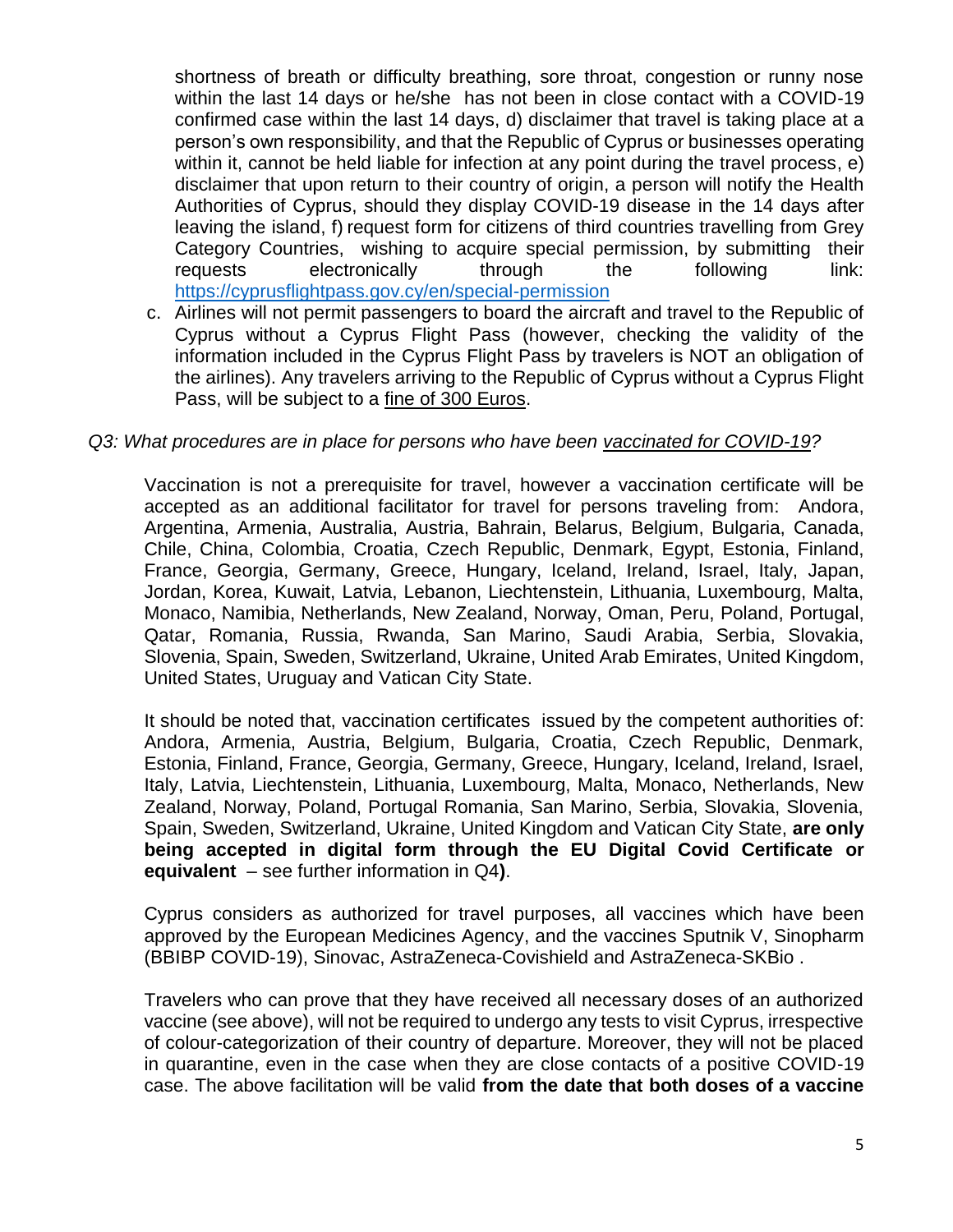shortness of breath or difficulty breathing, sore throat, congestion or runny nose within the last 14 days or he/she has not been in close contact with a COVID-19 confirmed case within the last 14 days, d) disclaimer that travel is taking place at a person's own responsibility, and that the Republic of Cyprus or businesses operating within it, cannot be held liable for infection at any point during the travel process, e) disclaimer that upon return to their country of origin, a person will notify the Health Authorities of Cyprus, should they display COVID-19 disease in the 14 days after leaving the island, f) request form for citizens of third countries travelling from Grey Category Countries, wishing to acquire special permission, by submitting their requests electronically through the following link: https://cyprusflightpass.gov.cy/en/special-permission

c. Airlines will not permit passengers to board the aircraft and travel to the Republic of Cyprus without a Cyprus Flight Pass (however, checking the validity of the information included in the Cyprus Flight Pass by travelers is NOT an obligation of the airlines). Any travelers arriving to the Republic of Cyprus without a Cyprus Flight Pass, will be subject to a fine of 300 Euros.

*Q3: What procedures are in place for persons who have been vaccinated for COVID-19?*

Vaccination is not a prerequisite for travel, however a vaccination certificate will be accepted as an additional facilitator for travel for persons traveling from: Andora, Argentina, Armenia, Australia, Austria, Bahrain, Belarus, Belgium, Bulgaria, Canada, Chile, China, Colombia, Croatia, Czech Republic, Denmark, Egypt, Estonia, Finland, France, Georgia, Germany, Greece, Hungary, Iceland, Ireland, Israel, Italy, Japan, Jordan, Korea, Kuwait, Latvia, Lebanon, Liechtenstein, Lithuania, Luxembourg, Malta, Monaco, Namibia, Netherlands, New Zealand, Norway, Oman, Peru, Poland, Portugal, Qatar, Romania, Russia, Rwanda, San Marino, Saudi Arabia, Serbia, Slovakia, Slovenia, Spain, Sweden, Switzerland, Ukraine, United Arab Emirates, United Kingdom, United States, Uruguay and Vatican City State.

It should be noted that, vaccination certificates issued by the competent authorities of: Andora, Armenia, Austria, Belgium, Bulgaria, Croatia, Czech Republic, Denmark, Estonia, Finland, France, Georgia, Germany, Greece, Hungary, Iceland, Ireland, Israel, Italy, Latvia, Liechtenstein, Lithuania, Luxembourg, Malta, Monaco, Netherlands, New Zealand, Norway, Poland, Portugal Romania, San Marino, Serbia, Slovakia, Slovenia, Spain, Sweden, Switzerland, Ukraine, United Kingdom and Vatican City State, **are only being accepted in digital form through the EU Digital Covid Certificate or equivalent** – see further information in Q4**)**.

Cyprus considers as authorized for travel purposes, all vaccines which have been approved by the European Medicines Agency, and the vaccines Sputnik V, Sinopharm (BBIBP COVID-19), Sinovac, AstraZeneca-Covishield and AstraZeneca-SKBio .

Travelers who can prove that they have received all necessary doses of an authorized vaccine (see above), will not be required to undergo any tests to visit Cyprus, irrespective of colour-categorization of their country of departure. Moreover, they will not be placed in quarantine, even in the case when they are close contacts of a positive COVID-19 case. The above facilitation will be valid **from the date that both doses of a vaccine**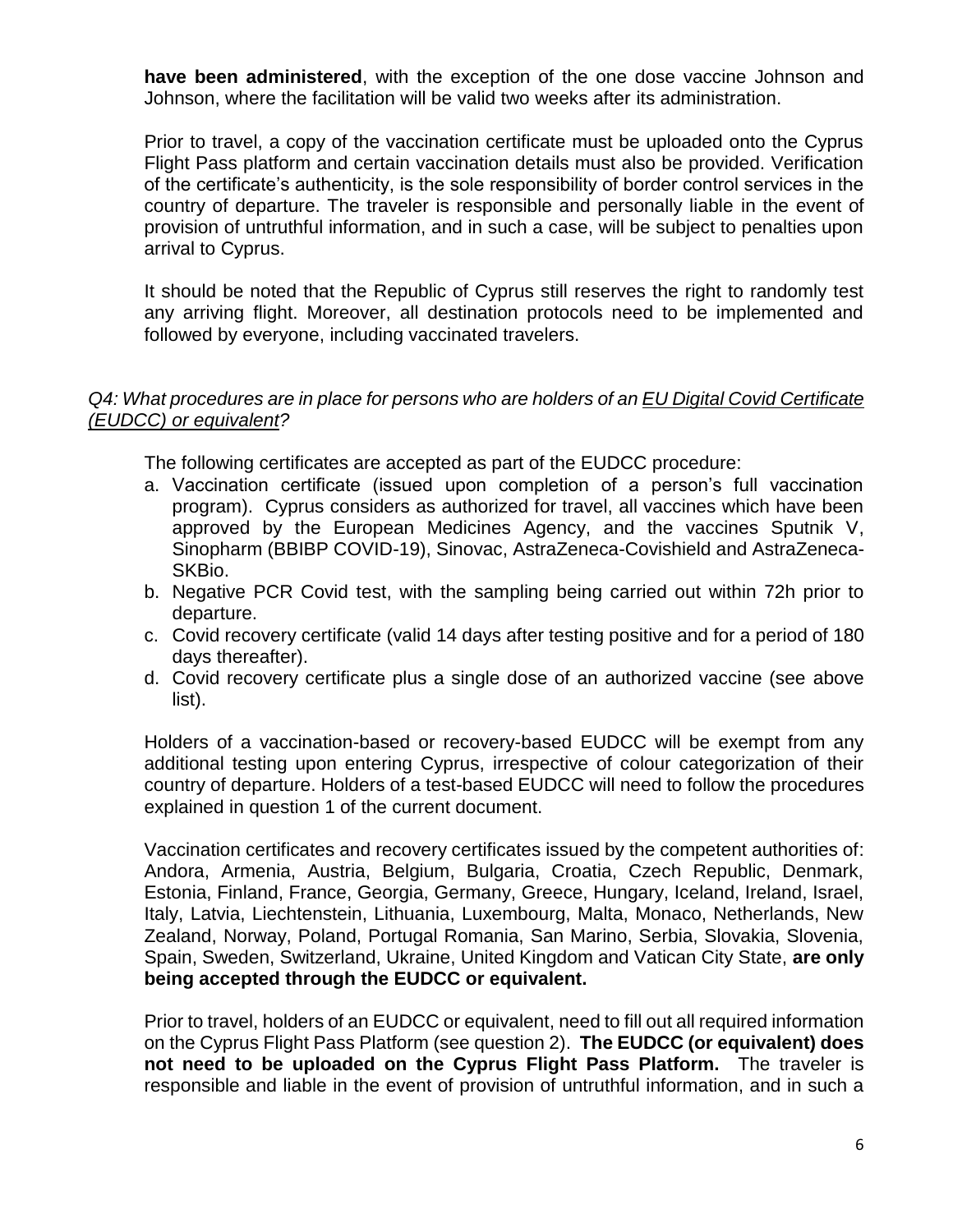**have been administered**, with the exception of the one dose vaccine Johnson and Johnson, where the facilitation will be valid two weeks after its administration.

Prior to travel, a copy of the vaccination certificate must be uploaded onto the Cyprus Flight Pass platform and certain vaccination details must also be provided. Verification of the certificate's authenticity, is the sole responsibility of border control services in the country of departure. The traveler is responsible and personally liable in the event of provision of untruthful information, and in such a case, will be subject to penalties upon arrival to Cyprus.

It should be noted that the Republic of Cyprus still reserves the right to randomly test any arriving flight. Moreover, all destination protocols need to be implemented and followed by everyone, including vaccinated travelers.

*Q4: What procedures are in place for persons who are holders of an EU Digital Covid Certificate (EUDCC) or equivalent?*

The following certificates are accepted as part of the EUDCC procedure:

a. Vaccination certificate (issued upon completion of a person's full vaccination program). Cyprus considers as authorized for travel, all vaccines which have been approved by the European Medicines Agency, and the vaccines Sputnik V, Sinopharm (BBIBP COVID-19), Sinovac, AstraZeneca-Covishield and AstraZeneca-SKBio.
b. Negative PCR Covid test, with the sampling being carried out within 72h prior to departure.
c. Covid recovery certificate (valid 14 days after testing positive and for a period of 180 days thereafter).
d. Covid recovery certificate plus a single dose of an authorized vaccine (see above list).

Holders of a vaccination-based or recovery-based EUDCC will be exempt from any additional testing upon entering Cyprus, irrespective of colour categorization of their country of departure. Holders of a test-based EUDCC will need to follow the procedures explained in question 1 of the current document.

Vaccination certificates and recovery certificates issued by the competent authorities of: Andora, Armenia, Austria, Belgium, Bulgaria, Croatia, Czech Republic, Denmark, Estonia, Finland, France, Georgia, Germany, Greece, Hungary, Iceland, Ireland, Israel, Italy, Latvia, Liechtenstein, Lithuania, Luxembourg, Malta, Monaco, Netherlands, New Zealand, Norway, Poland, Portugal Romania, San Marino, Serbia, Slovakia, Slovenia, Spain, Sweden, Switzerland, Ukraine, United Kingdom and Vatican City State, **are only being accepted through the EUDCC or equivalent.**

Prior to travel, holders of an EUDCC or equivalent, need to fill out all required information on the Cyprus Flight Pass Platform (see question 2). **The EUDCC (or equivalent) does not need to be uploaded on the Cyprus Flight Pass Platform.** The traveler is responsible and liable in the event of provision of untruthful information, and in such a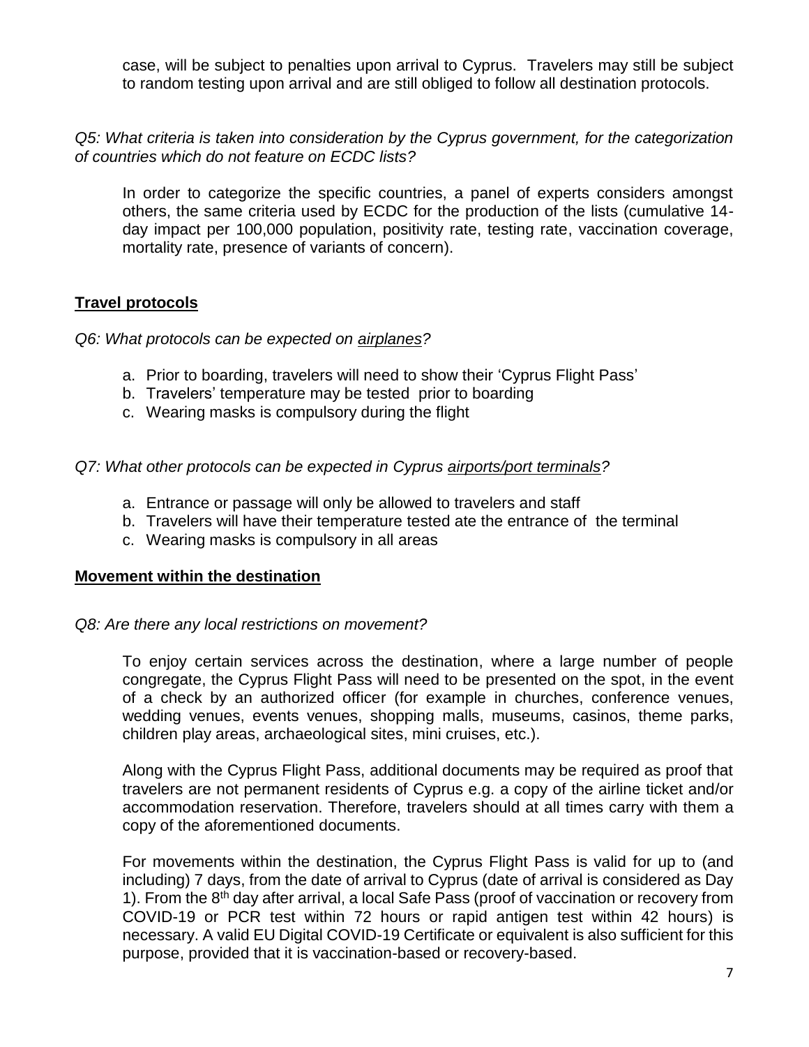case, will be subject to penalties upon arrival to Cyprus. Travelers may still be subject to random testing upon arrival and are still obliged to follow all destination protocols.

*Q5: What criteria is taken into consideration by the Cyprus government, for the categorization of countries which do not feature on ECDC lists?*

In order to categorize the specific countries, a panel of experts considers amongst others, the same criteria used by ECDC for the production of the lists (cumulative 14-day impact per 100,000 population, positivity rate, testing rate, vaccination coverage, mortality rate, presence of variants of concern).

## Travel protocols

*Q6: What protocols can be expected on airplanes?*

a. Prior to boarding, travelers will need to show their 'Cyprus Flight Pass'
b. Travelers' temperature may be tested prior to boarding
c. Wearing masks is compulsory during the flight

*Q7: What other protocols can be expected in Cyprus airports/port terminals?*

a. Entrance or passage will only be allowed to travelers and staff
b. Travelers will have their temperature tested ate the entrance of the terminal
c. Wearing masks is compulsory in all areas

## Movement within the destination

*Q8: Are there any local restrictions on movement?*

To enjoy certain services across the destination, where a large number of people congregate, the Cyprus Flight Pass will need to be presented on the spot, in the event of a check by an authorized officer (for example in churches, conference venues, wedding venues, events venues, shopping malls, museums, casinos, theme parks, children play areas, archaeological sites, mini cruises, etc.).

Along with the Cyprus Flight Pass, additional documents may be required as proof that travelers are not permanent residents of Cyprus e.g. a copy of the airline ticket and/or accommodation reservation. Therefore, travelers should at all times carry with them a copy of the aforementioned documents.

For movements within the destination, the Cyprus Flight Pass is valid for up to (and including) 7 days, from the date of arrival to Cyprus (date of arrival is considered as Day 1). From the 8th day after arrival, a local Safe Pass (proof of vaccination or recovery from COVID-19 or PCR test within 72 hours or rapid antigen test within 42 hours) is necessary. A valid EU Digital COVID-19 Certificate or equivalent is also sufficient for this purpose, provided that it is vaccination-based or recovery-based.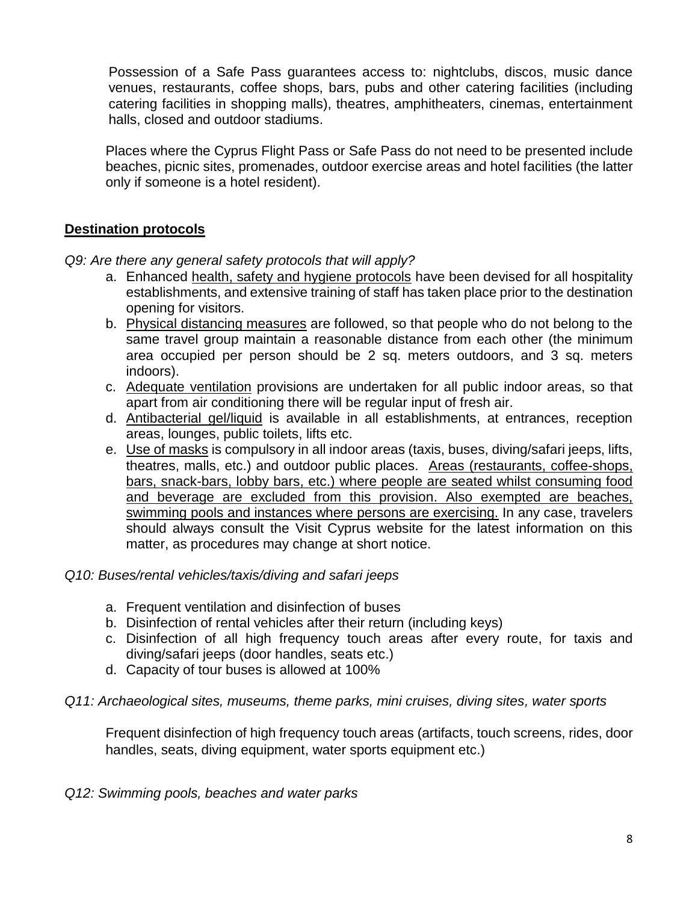Possession of a Safe Pass guarantees access to: nightclubs, discos, music dance venues, restaurants, coffee shops, bars, pubs and other catering facilities (including catering facilities in shopping malls), theatres, amphitheaters, cinemas, entertainment halls, closed and outdoor stadiums.

Places where the Cyprus Flight Pass or Safe Pass do not need to be presented include beaches, picnic sites, promenades, outdoor exercise areas and hotel facilities (the latter only if someone is a hotel resident).

## Destination protocols

*Q9: Are there any general safety protocols that will apply?*

a. Enhanced health, safety and hygiene protocols have been devised for all hospitality establishments, and extensive training of staff has taken place prior to the destination opening for visitors.
b. Physical distancing measures are followed, so that people who do not belong to the same travel group maintain a reasonable distance from each other (the minimum area occupied per person should be 2 sq. meters outdoors, and 3 sq. meters indoors).
c. Adequate ventilation provisions are undertaken for all public indoor areas, so that apart from air conditioning there will be regular input of fresh air.
d. Antibacterial gel/liquid is available in all establishments, at entrances, reception areas, lounges, public toilets, lifts etc.
e. Use of masks is compulsory in all indoor areas (taxis, buses, diving/safari jeeps, lifts, theatres, malls, etc.) and outdoor public places. Areas (restaurants, coffee-shops, bars, snack-bars, lobby bars, etc.) where people are seated whilst consuming food and beverage are excluded from this provision. Also exempted are beaches, swimming pools and instances where persons are exercising. In any case, travelers should always consult the Visit Cyprus website for the latest information on this matter, as procedures may change at short notice.

*Q10: Buses/rental vehicles/taxis/diving and safari jeeps*

a. Frequent ventilation and disinfection of buses
b. Disinfection of rental vehicles after their return (including keys)
c. Disinfection of all high frequency touch areas after every route, for taxis and diving/safari jeeps (door handles, seats etc.)
d. Capacity of tour buses is allowed at 100%

*Q11: Archaeological sites, museums, theme parks, mini cruises, diving sites, water sports*

Frequent disinfection of high frequency touch areas (artifacts, touch screens, rides, door handles, seats, diving equipment, water sports equipment etc.)

*Q12: Swimming pools, beaches and water parks*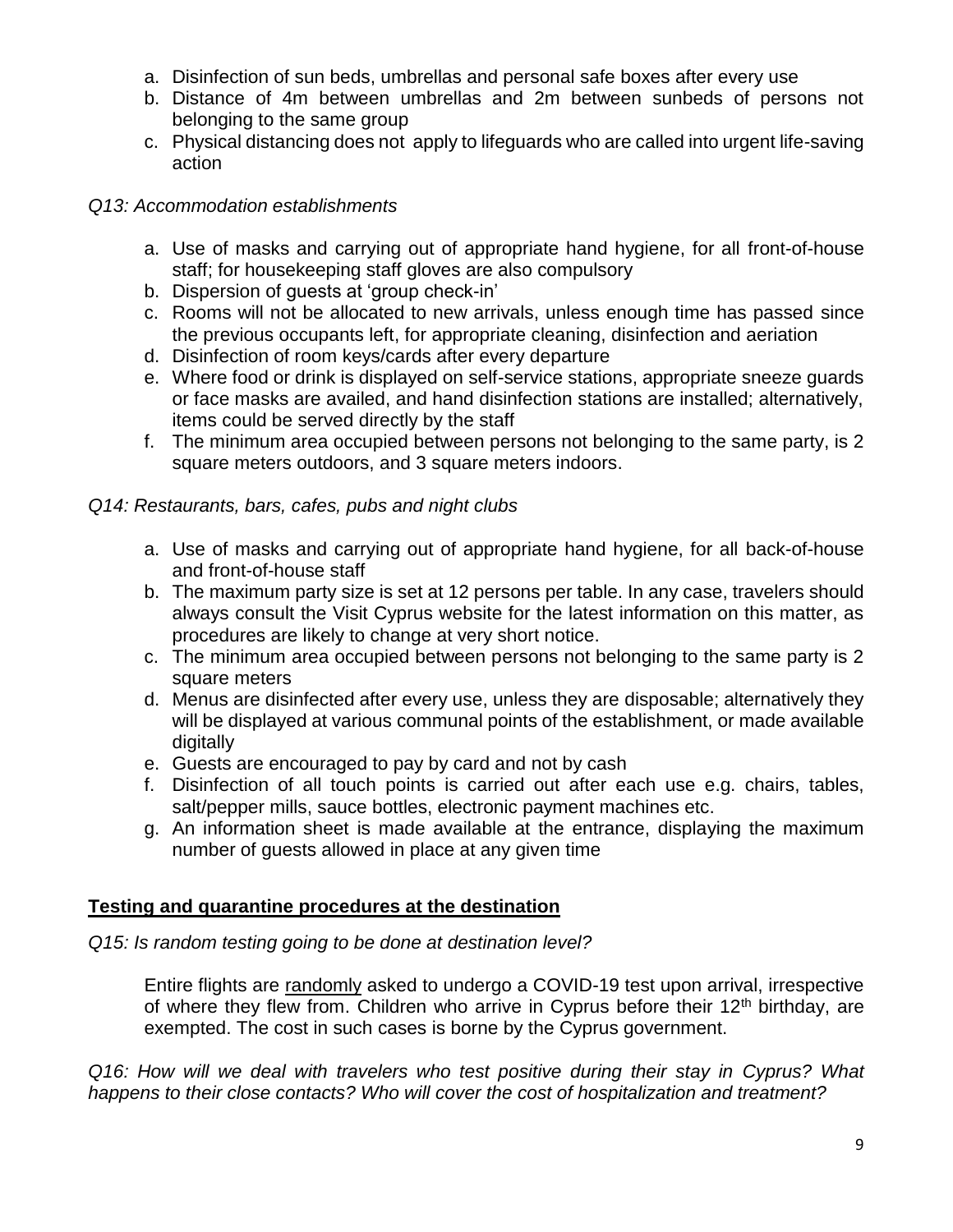a. Disinfection of sun beds, umbrellas and personal safe boxes after every use
b. Distance of 4m between umbrellas and 2m between sunbeds of persons not belonging to the same group
c. Physical distancing does not apply to lifeguards who are called into urgent life-saving action

*Q13: Accommodation establishments*

a. Use of masks and carrying out of appropriate hand hygiene, for all front-of-house staff; for housekeeping staff gloves are also compulsory
b. Dispersion of guests at 'group check-in'
c. Rooms will not be allocated to new arrivals, unless enough time has passed since the previous occupants left, for appropriate cleaning, disinfection and aeriation
d. Disinfection of room keys/cards after every departure
e. Where food or drink is displayed on self-service stations, appropriate sneeze guards or face masks are availed, and hand disinfection stations are installed; alternatively, items could be served directly by the staff
f. The minimum area occupied between persons not belonging to the same party, is 2 square meters outdoors, and 3 square meters indoors.

*Q14: Restaurants, bars, cafes, pubs and night clubs*

a. Use of masks and carrying out of appropriate hand hygiene, for all back-of-house and front-of-house staff
b. The maximum party size is set at 12 persons per table. In any case, travelers should always consult the Visit Cyprus website for the latest information on this matter, as procedures are likely to change at very short notice.
c. The minimum area occupied between persons not belonging to the same party is 2 square meters
d. Menus are disinfected after every use, unless they are disposable; alternatively they will be displayed at various communal points of the establishment, or made available digitally
e. Guests are encouraged to pay by card and not by cash
f. Disinfection of all touch points is carried out after each use e.g. chairs, tables, salt/pepper mills, sauce bottles, electronic payment machines etc.
g. An information sheet is made available at the entrance, displaying the maximum number of guests allowed in place at any given time

## Testing and quarantine procedures at the destination

*Q15: Is random testing going to be done at destination level?*

Entire flights are randomly asked to undergo a COVID-19 test upon arrival, irrespective of where they flew from. Children who arrive in Cyprus before their 12th birthday, are exempted. The cost in such cases is borne by the Cyprus government.

*Q16: How will we deal with travelers who test positive during their stay in Cyprus? What happens to their close contacts? Who will cover the cost of hospitalization and treatment?*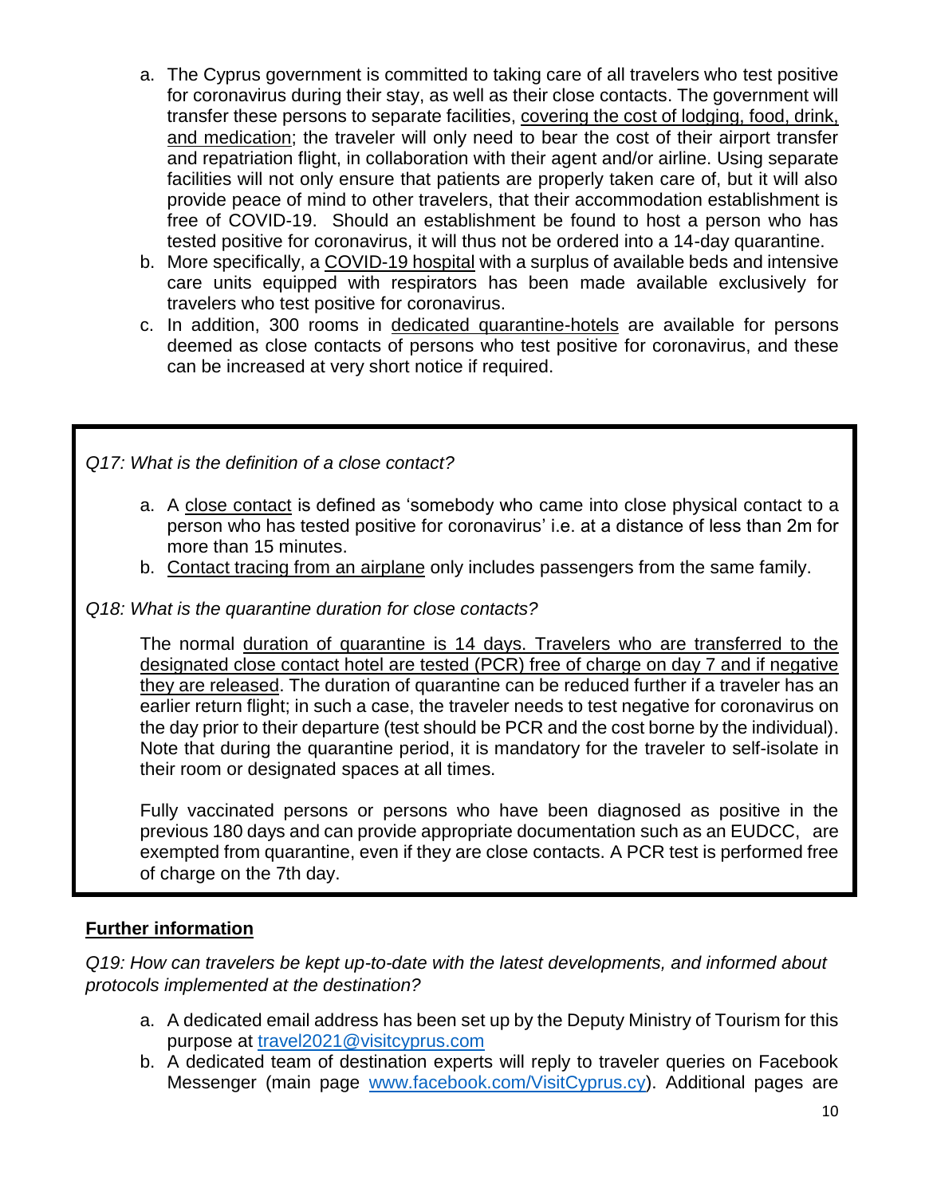a. The Cyprus government is committed to taking care of all travelers who test positive for coronavirus during their stay, as well as their close contacts. The government will transfer these persons to separate facilities, covering the cost of lodging, food, drink, and medication; the traveler will only need to bear the cost of their airport transfer and repatriation flight, in collaboration with their agent and/or airline. Using separate facilities will not only ensure that patients are properly taken care of, but it will also provide peace of mind to other travelers, that their accommodation establishment is free of COVID-19. Should an establishment be found to host a person who has tested positive for coronavirus, it will thus not be ordered into a 14-day quarantine.
b. More specifically, a COVID-19 hospital with a surplus of available beds and intensive care units equipped with respirators has been made available exclusively for travelers who test positive for coronavirus.
c. In addition, 300 rooms in dedicated quarantine-hotels are available for persons deemed as close contacts of persons who test positive for coronavirus, and these can be increased at very short notice if required.

*Q17: What is the definition of a close contact?*

a. A close contact is defined as 'somebody who came into close physical contact to a person who has tested positive for coronavirus' i.e. at a distance of less than 2m for more than 15 minutes.
b. Contact tracing from an airplane only includes passengers from the same family.

*Q18: What is the quarantine duration for close contacts?*

The normal duration of quarantine is 14 days. Travelers who are transferred to the designated close contact hotel are tested (PCR) free of charge on day 7 and if negative they are released. The duration of quarantine can be reduced further if a traveler has an earlier return flight; in such a case, the traveler needs to test negative for coronavirus on the day prior to their departure (test should be PCR and the cost borne by the individual). Note that during the quarantine period, it is mandatory for the traveler to self-isolate in their room or designated spaces at all times.

Fully vaccinated persons or persons who have been diagnosed as positive in the previous 180 days and can provide appropriate documentation such as an EUDCC, are exempted from quarantine, even if they are close contacts. A PCR test is performed free of charge on the 7th day.

## Further information

*Q19: How can travelers be kept up-to-date with the latest developments, and informed about protocols implemented at the destination?*

a. A dedicated email address has been set up by the Deputy Ministry of Tourism for this purpose at travel2021@visitcyprus.com
b. A dedicated team of destination experts will reply to traveler queries on Facebook Messenger (main page www.facebook.com/VisitCyprus.cy). Additional pages are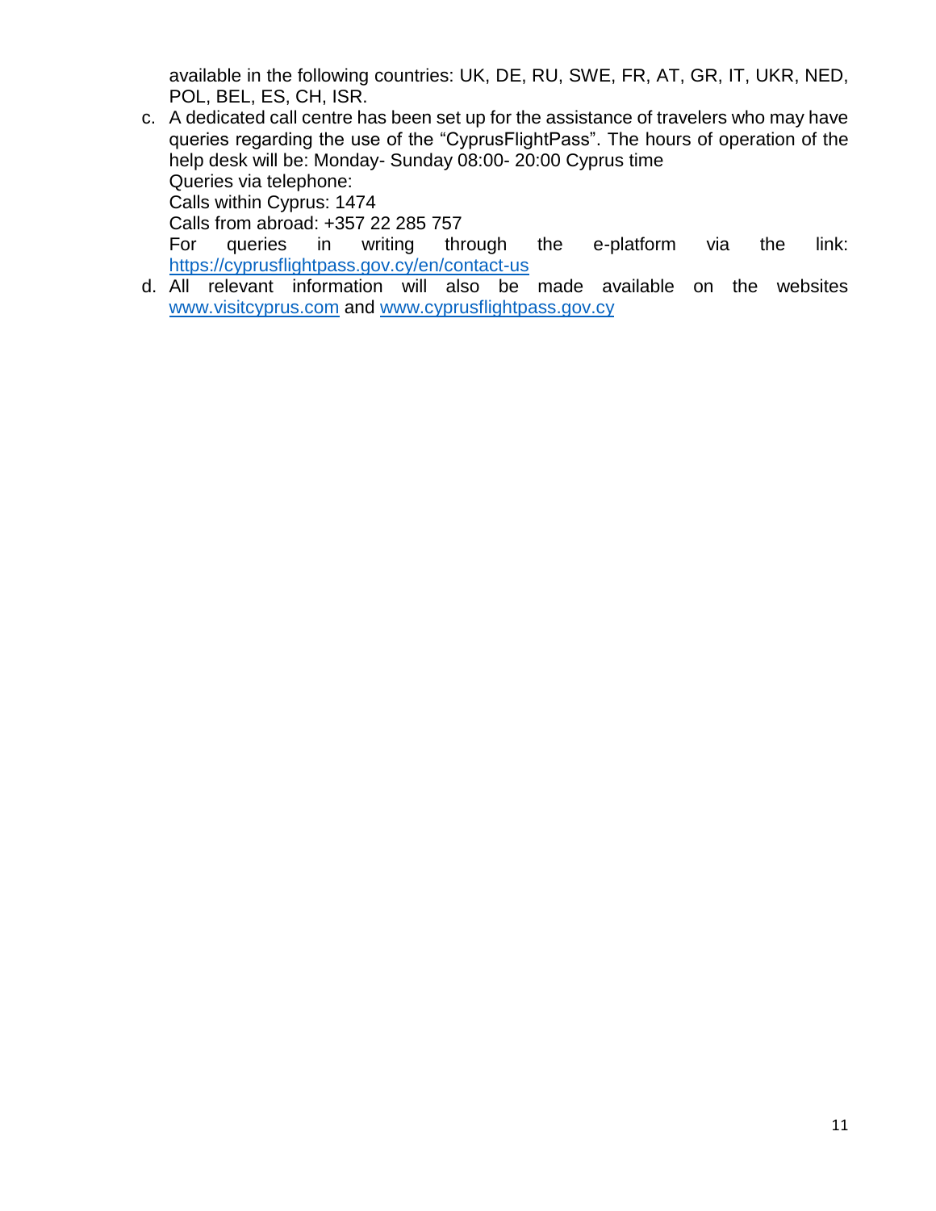available in the following countries: UK, DE, RU, SWE, FR, AT, GR, IT, UKR, NED, POL, BEL, ES, CH, ISR.

c. A dedicated call centre has been set up for the assistance of travelers who may have queries regarding the use of the "CyprusFlightPass". The hours of operation of the help desk will be: Monday- Sunday 08:00- 20:00 Cyprus time
   Queries via telephone:
   Calls within Cyprus: 1474
   Calls from abroad: +357 22 285 757
   For queries in writing through the e-platform via the link: [https://cyprusflightpass.gov.cy/en/contact-us](https://cyprusflightpass.gov.cy/en/contact-us)

d. All relevant information will also be made available on the websites [www.visitcyprus.com](http://www.visitcyprus.com) and [www.cyprusflightpass.gov.cy](http://www.cyprusflightpass.gov.cy)